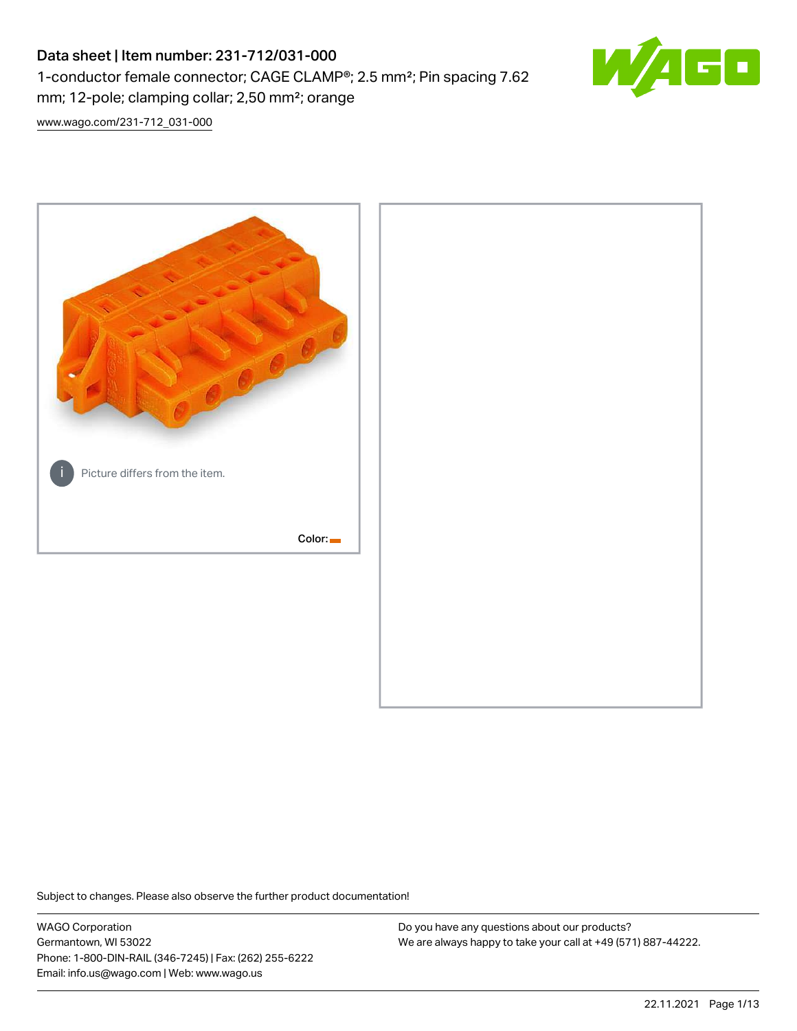# Data sheet | Item number: 231-712/031-000

1-conductor female connector; CAGE CLAMP®; 2.5 mm²; Pin spacing 7.62 mm; 12-pole; clamping collar; 2,50 mm²; orange

www.wago.com/231-712_031-000

Picture differs from the item.

Color:

Subject to changes. Please also observe the further product documentation!

WAGO Corporation
Germantown, WI 53022
Phone: 1-800-DIN-RAIL (346-7245) | Fax: (262) 255-6222
Email: info.us@wago.com | Web: www.wago.us

Do you have any questions about our products?
We are always happy to take your call at +49 (571) 887-44222.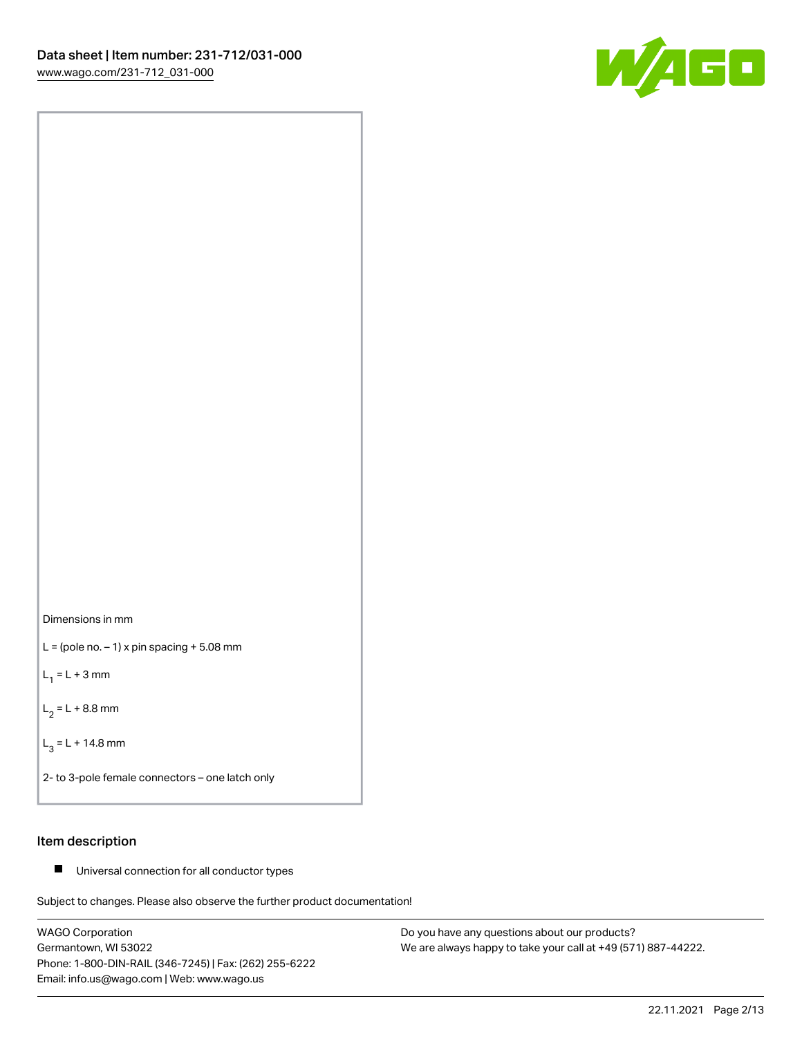Dimensions in mm

L = (pole no. – 1) x pin spacing + 5.08 mm

$L_1$ = L + 3 mm

$L_2$ = L + 8.8 mm

$L_3$ = L + 14.8 mm

2- to 3-pole female connectors – one latch only

## Item description

- Universal connection for all conductor types

Subject to changes. Please also observe the further product documentation!

WAGO Corporation
Germantown, WI 53022
Phone: 1-800-DIN-RAIL (346-7245) | Fax: (262) 255-6222
Email: info.us@wago.com | Web: www.wago.us

Do you have any questions about our products?
We are always happy to take your call at +49 (571) 887-44222.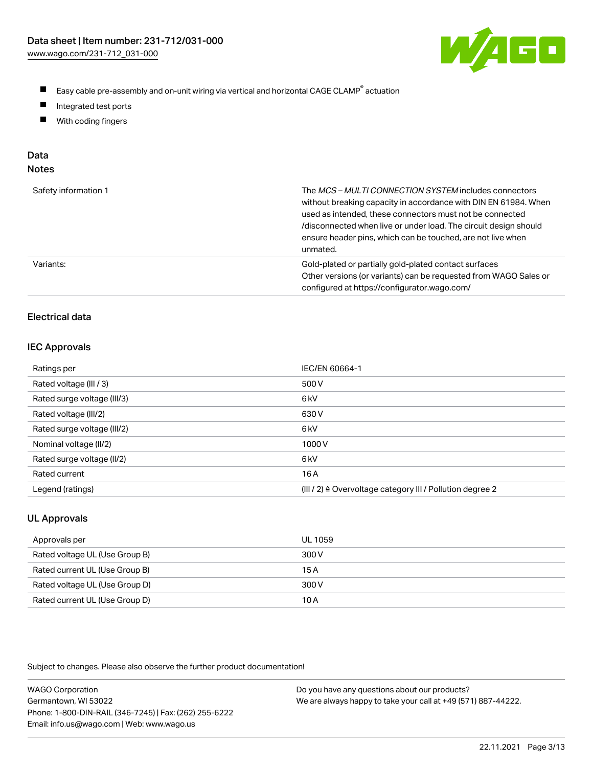- Easy cable pre-assembly and on-unit wiring via vertical and horizontal CAGE CLAMP® actuation
- Integrated test ports
- With coding fingers

## Data

### Notes

| | |
|---|---|
| Safety information 1 | The *MCS – MULTI CONNECTION SYSTEM* includes connectors without breaking capacity in accordance with DIN EN 61984. When used as intended, these connectors must not be connected /disconnected when live or under load. The circuit design should ensure header pins, which can be touched, are not live when unmated. |
| Variants: | Gold-plated or partially gold-plated contact surfaces<br>Other versions (or variants) can be requested from WAGO Sales or configured at https://configurator.wago.com/ |

### Electrical data

### IEC Approvals

| | |
|---|---|
| Ratings per | IEC/EN 60664-1 |
| Rated voltage (III / 3) | 500 V |
| Rated surge voltage (III/3) | 6 kV |
| Rated voltage (III/2) | 630 V |
| Rated surge voltage (III/2) | 6 kV |
| Nominal voltage (II/2) | 1000 V |
| Rated surge voltage (II/2) | 6 kV |
| Rated current | 16 A |
| Legend (ratings) | (III / 2) ≙ Overvoltage category III / Pollution degree 2 |

### UL Approvals

| | |
|---|---|
| Approvals per | UL 1059 |
| Rated voltage UL (Use Group B) | 300 V |
| Rated current UL (Use Group B) | 15 A |
| Rated voltage UL (Use Group D) | 300 V |
| Rated current UL (Use Group D) | 10 A |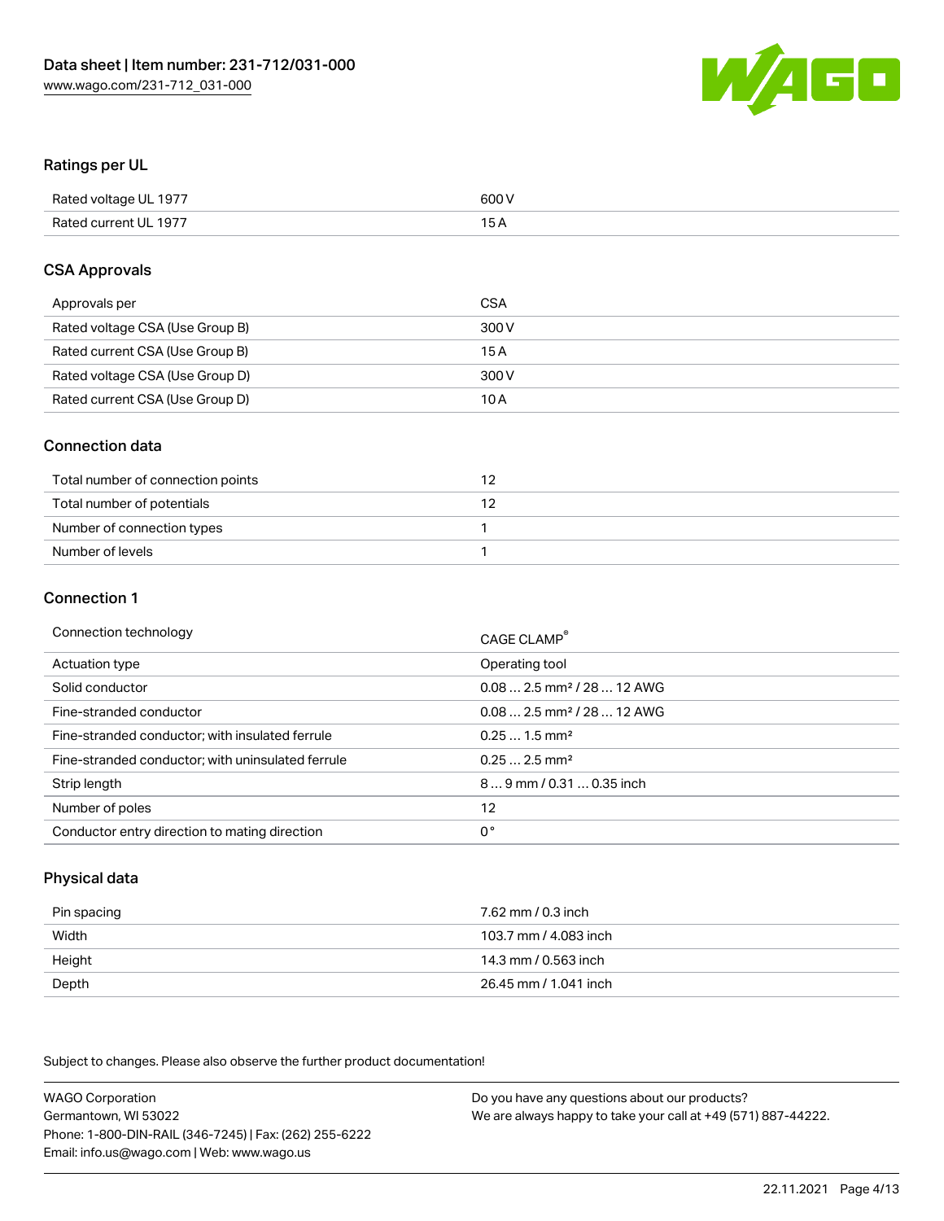## Ratings per UL

| | |
|---|---|
| Rated voltage UL 1977 | 600 V |
| Rated current UL 1977 | 15 A |

## CSA Approvals

| | |
|---|---|
| Approvals per | CSA |
| Rated voltage CSA (Use Group B) | 300 V |
| Rated current CSA (Use Group B) | 15 A |
| Rated voltage CSA (Use Group D) | 300 V |
| Rated current CSA (Use Group D) | 10 A |

## Connection data

| | |
|---|---|
| Total number of connection points | 12 |
| Total number of potentials | 12 |
| Number of connection types | 1 |
| Number of levels | 1 |

## Connection 1

| | |
|---|---|
| Connection technology | CAGE CLAMP® |
| Actuation type | Operating tool |
| Solid conductor | 0.08 … 2.5 mm² / 28 … 12 AWG |
| Fine-stranded conductor | 0.08 … 2.5 mm² / 28 … 12 AWG |
| Fine-stranded conductor; with insulated ferrule | 0.25 … 1.5 mm² |
| Fine-stranded conductor; with uninsulated ferrule | 0.25 … 2.5 mm² |
| Strip length | 8 … 9 mm / 0.31 … 0.35 inch |
| Number of poles | 12 |
| Conductor entry direction to mating direction | 0 ° |

## Physical data

| | |
|---|---|
| Pin spacing | 7.62 mm / 0.3 inch |
| Width | 103.7 mm / 4.083 inch |
| Height | 14.3 mm / 0.563 inch |
| Depth | 26.45 mm / 1.041 inch |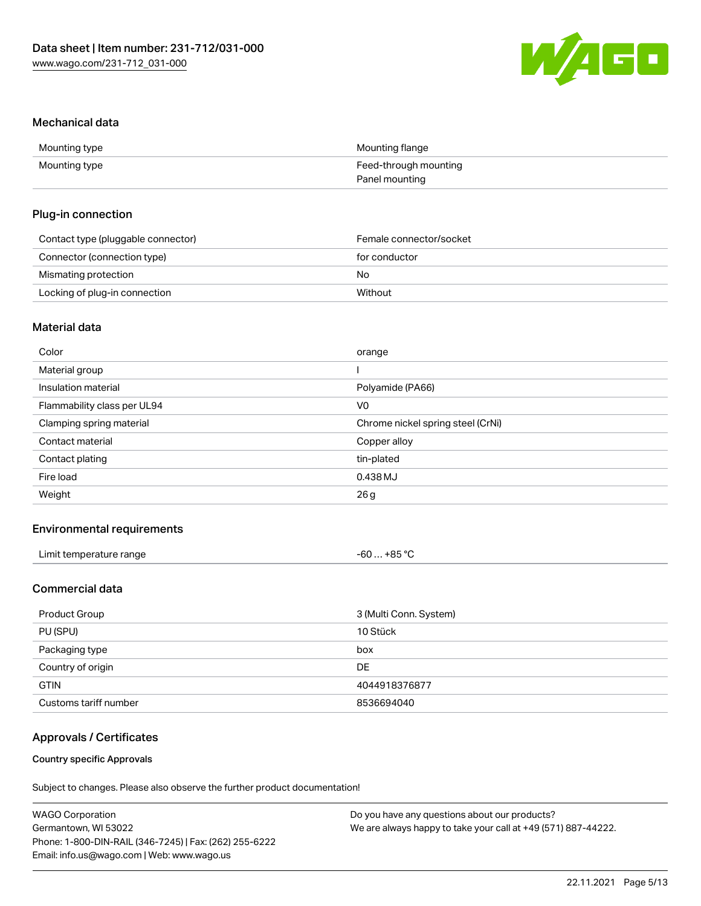## Mechanical data

| | |
|---|---|
| Mounting type | Mounting flange |
| Mounting type | Feed-through mounting<br>Panel mounting |

## Plug-in connection

| | |
|---|---|
| Contact type (pluggable connector) | Female connector/socket |
| Connector (connection type) | for conductor |
| Mismating protection | No |
| Locking of plug-in connection | Without |

## Material data

| | |
|---|---|
| Color | orange |
| Material group | I |
| Insulation material | Polyamide (PA66) |
| Flammability class per UL94 | V0 |
| Clamping spring material | Chrome nickel spring steel (CrNi) |
| Contact material | Copper alloy |
| Contact plating | tin-plated |
| Fire load | 0.438 MJ |
| Weight | 26 g |

## Environmental requirements

| | |
|---|---|
| Limit temperature range | -60 … +85 °C |

## Commercial data

| | |
|---|---|
| Product Group | 3 (Multi Conn. System) |
| PU (SPU) | 10 Stück |
| Packaging type | box |
| Country of origin | DE |
| GTIN | 4044918376877 |
| Customs tariff number | 8536694040 |

## Approvals / Certificates

### Country specific Approvals

Subject to changes. Please also observe the further product documentation!

WAGO Corporation
Germantown, WI 53022
Phone: 1-800-DIN-RAIL (346-7245) | Fax: (262) 255-6222
Email: info.us@wago.com | Web: www.wago.us

Do you have any questions about our products?
We are always happy to take your call at +49 (571) 887-44222.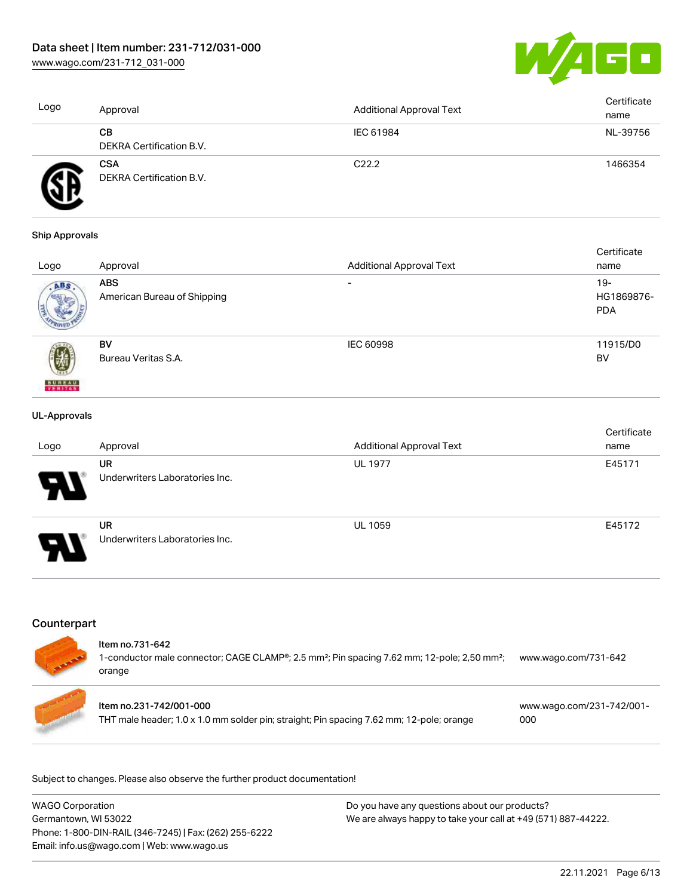| Logo | Approval | Additional Approval Text | Certificate name |
| --- | --- | --- | --- |
| | **CB**<br>DEKRA Certification B.V. | IEC 61984 | NL-39756 |
| | **CSA**<br>DEKRA Certification B.V. | C22.2 | 1466354 |

### Ship Approvals

| Logo | Approval | Additional Approval Text | Certificate name |
| --- | --- | --- | --- |
| | **ABS**<br>American Bureau of Shipping | - | 19-HG1869876-PDA |
| | **BV**<br>Bureau Veritas S.A. | IEC 60998 | 11915/D0 BV |

### UL-Approvals

| Logo | Approval | Additional Approval Text | Certificate name |
| --- | --- | --- | --- |
| | **UR**<br>Underwriters Laboratories Inc. | UL 1977 | E45171 |
| | **UR**<br>Underwriters Laboratories Inc. | UL 1059 | E45172 |

## Counterpart

| | | |
| --- | --- | --- |
| | Item no.731-642<br>1-conductor male connector; CAGE CLAMP®; 2.5 mm²; Pin spacing 7.62 mm; 12-pole; 2,50 mm²; orange | www.wago.com/731-642 |
| | Item no.231-742/001-000<br>THT male header; 1.0 x 1.0 mm solder pin; straight; Pin spacing 7.62 mm; 12-pole; orange | www.wago.com/231-742/001-000 |

Subject to changes. Please also observe the further product documentation!

WAGO Corporation
Germantown, WI 53022
Phone: 1-800-DIN-RAIL (346-7245) | Fax: (262) 255-6222
Email: info.us@wago.com | Web: www.wago.us

Do you have any questions about our products?
We are always happy to take your call at +49 (571) 887-44222.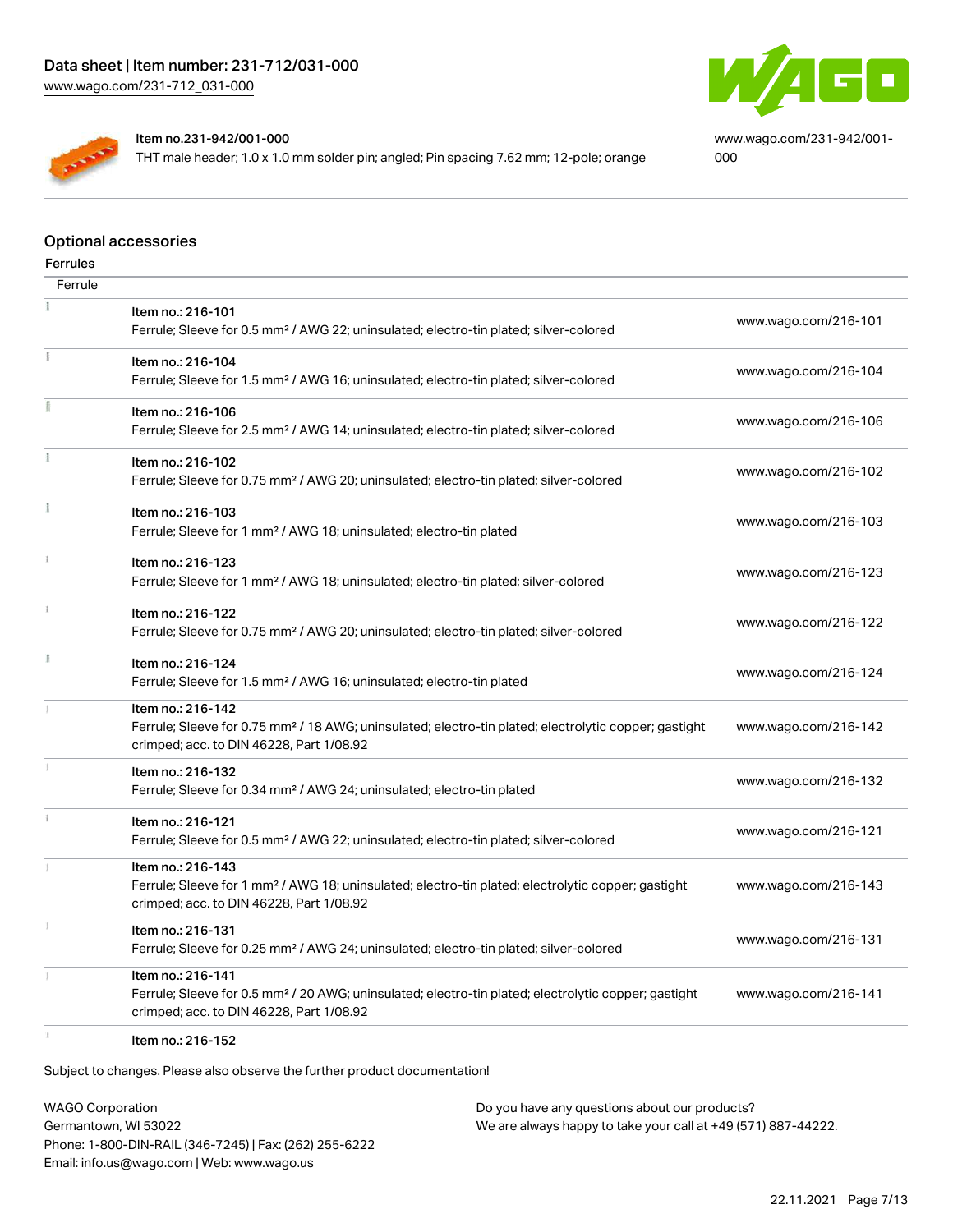| | | |
|---|---|---|
| | Item no.231-942/001-000<br>THT male header; 1.0 x 1.0 mm solder pin; angled; Pin spacing 7.62 mm; 12-pole; orange | www.wago.com/231-942/001-000 |

## Optional accessories

### Ferrules

| Ferrule | | |
|---|---|---|
| | Item no.: 216-101<br>Ferrule; Sleeve for 0.5 mm² / AWG 22; uninsulated; electro-tin plated; silver-colored | www.wago.com/216-101 |
| | Item no.: 216-104<br>Ferrule; Sleeve for 1.5 mm² / AWG 16; uninsulated; electro-tin plated; silver-colored | www.wago.com/216-104 |
| | Item no.: 216-106<br>Ferrule; Sleeve for 2.5 mm² / AWG 14; uninsulated; electro-tin plated; silver-colored | www.wago.com/216-106 |
| | Item no.: 216-102<br>Ferrule; Sleeve for 0.75 mm² / AWG 20; uninsulated; electro-tin plated; silver-colored | www.wago.com/216-102 |
| | Item no.: 216-103<br>Ferrule; Sleeve for 1 mm² / AWG 18; uninsulated; electro-tin plated | www.wago.com/216-103 |
| | Item no.: 216-123<br>Ferrule; Sleeve for 1 mm² / AWG 18; uninsulated; electro-tin plated; silver-colored | www.wago.com/216-123 |
| | Item no.: 216-122<br>Ferrule; Sleeve for 0.75 mm² / AWG 20; uninsulated; electro-tin plated; silver-colored | www.wago.com/216-122 |
| | Item no.: 216-124<br>Ferrule; Sleeve for 1.5 mm² / AWG 16; uninsulated; electro-tin plated | www.wago.com/216-124 |
| | Item no.: 216-142<br>Ferrule; Sleeve for 0.75 mm² / 18 AWG; uninsulated; electro-tin plated; electrolytic copper; gastight crimped; acc. to DIN 46228, Part 1/08.92 | www.wago.com/216-142 |
| | Item no.: 216-132<br>Ferrule; Sleeve for 0.34 mm² / AWG 24; uninsulated; electro-tin plated | www.wago.com/216-132 |
| | Item no.: 216-121<br>Ferrule; Sleeve for 0.5 mm² / AWG 22; uninsulated; electro-tin plated; silver-colored | www.wago.com/216-121 |
| | Item no.: 216-143<br>Ferrule; Sleeve for 1 mm² / AWG 18; uninsulated; electro-tin plated; electrolytic copper; gastight crimped; acc. to DIN 46228, Part 1/08.92 | www.wago.com/216-143 |
| | Item no.: 216-131<br>Ferrule; Sleeve for 0.25 mm² / AWG 24; uninsulated; electro-tin plated; silver-colored | www.wago.com/216-131 |
| | Item no.: 216-141<br>Ferrule; Sleeve for 0.5 mm² / 20 AWG; uninsulated; electro-tin plated; electrolytic copper; gastight crimped; acc. to DIN 46228, Part 1/08.92 | www.wago.com/216-141 |
| | Item no.: 216-152 | |

Subject to changes. Please also observe the further product documentation!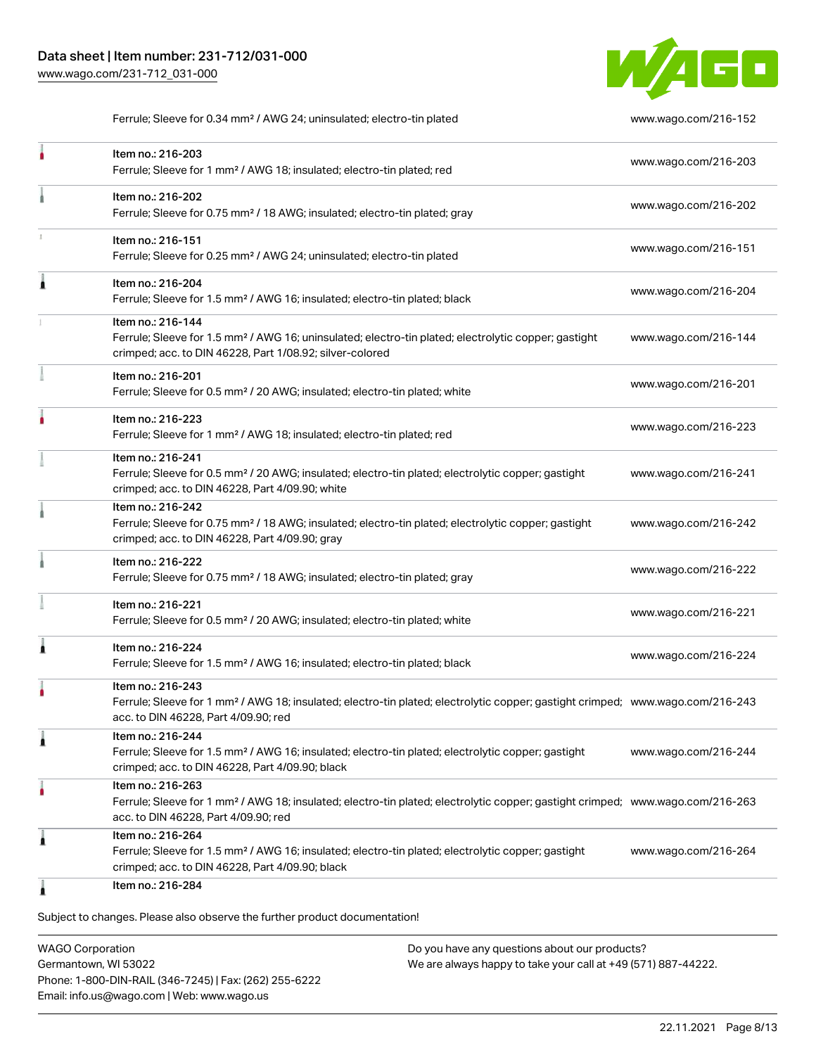| | | |
|---|---|---|
| | Ferrule; Sleeve for 0.34 mm² / AWG 24; uninsulated; electro-tin plated | www.wago.com/216-152 |
| | Item no.: 216-203<br>Ferrule; Sleeve for 1 mm² / AWG 18; insulated; electro-tin plated; red | www.wago.com/216-203 |
| | Item no.: 216-202<br>Ferrule; Sleeve for 0.75 mm² / 18 AWG; insulated; electro-tin plated; gray | www.wago.com/216-202 |
| | Item no.: 216-151<br>Ferrule; Sleeve for 0.25 mm² / AWG 24; uninsulated; electro-tin plated | www.wago.com/216-151 |
| | Item no.: 216-204<br>Ferrule; Sleeve for 1.5 mm² / AWG 16; insulated; electro-tin plated; black | www.wago.com/216-204 |
| | Item no.: 216-144<br>Ferrule; Sleeve for 1.5 mm² / AWG 16; uninsulated; electro-tin plated; electrolytic copper; gastight crimped; acc. to DIN 46228, Part 1/08.92; silver-colored | www.wago.com/216-144 |
| | Item no.: 216-201<br>Ferrule; Sleeve for 0.5 mm² / 20 AWG; insulated; electro-tin plated; white | www.wago.com/216-201 |
| | Item no.: 216-223<br>Ferrule; Sleeve for 1 mm² / AWG 18; insulated; electro-tin plated; red | www.wago.com/216-223 |
| | Item no.: 216-241<br>Ferrule; Sleeve for 0.5 mm² / 20 AWG; insulated; electro-tin plated; electrolytic copper; gastight crimped; acc. to DIN 46228, Part 4/09.90; white | www.wago.com/216-241 |
| | Item no.: 216-242<br>Ferrule; Sleeve for 0.75 mm² / 18 AWG; insulated; electro-tin plated; electrolytic copper; gastight crimped; acc. to DIN 46228, Part 4/09.90; gray | www.wago.com/216-242 |
| | Item no.: 216-222<br>Ferrule; Sleeve for 0.75 mm² / 18 AWG; insulated; electro-tin plated; gray | www.wago.com/216-222 |
| | Item no.: 216-221<br>Ferrule; Sleeve for 0.5 mm² / 20 AWG; insulated; electro-tin plated; white | www.wago.com/216-221 |
| | Item no.: 216-224<br>Ferrule; Sleeve for 1.5 mm² / AWG 16; insulated; electro-tin plated; black | www.wago.com/216-224 |
| | Item no.: 216-243<br>Ferrule; Sleeve for 1 mm² / AWG 18; insulated; electro-tin plated; electrolytic copper; gastight crimped; acc. to DIN 46228, Part 4/09.90; red | www.wago.com/216-243 |
| | Item no.: 216-244<br>Ferrule; Sleeve for 1.5 mm² / AWG 16; insulated; electro-tin plated; electrolytic copper; gastight crimped; acc. to DIN 46228, Part 4/09.90; black | www.wago.com/216-244 |
| | Item no.: 216-263<br>Ferrule; Sleeve for 1 mm² / AWG 18; insulated; electro-tin plated; electrolytic copper; gastight crimped; acc. to DIN 46228, Part 4/09.90; red | www.wago.com/216-263 |
| | Item no.: 216-264<br>Ferrule; Sleeve for 1.5 mm² / AWG 16; insulated; electro-tin plated; electrolytic copper; gastight crimped; acc. to DIN 46228, Part 4/09.90; black | www.wago.com/216-264 |
| | Item no.: 216-284 | |

Subject to changes. Please also observe the further product documentation!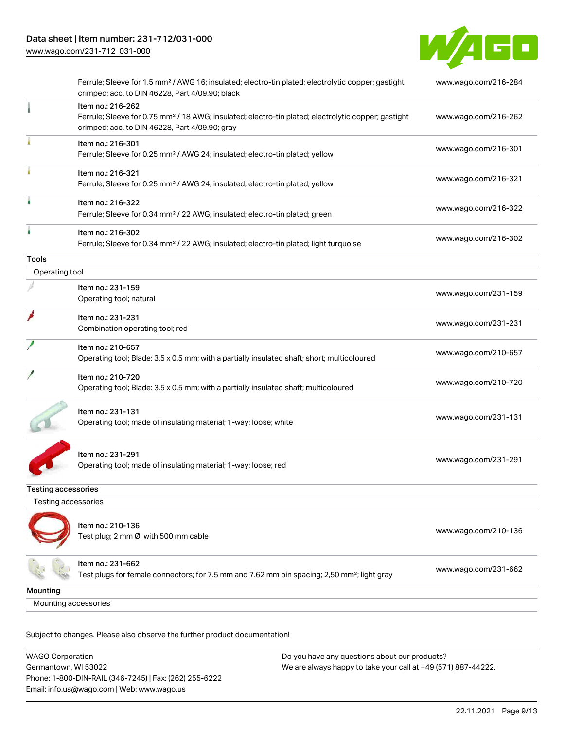| | | |
|---|---|---|
| | Ferrule; Sleeve for 1.5 mm² / AWG 16; insulated; electro-tin plated; electrolytic copper; gastight crimped; acc. to DIN 46228, Part 4/09.90; black | www.wago.com/216-284 |
| | Item no.: 216-262<br>Ferrule; Sleeve for 0.75 mm² / 18 AWG; insulated; electro-tin plated; electrolytic copper; gastight crimped; acc. to DIN 46228, Part 4/09.90; gray | www.wago.com/216-262 |
| | Item no.: 216-301<br>Ferrule; Sleeve for 0.25 mm² / AWG 24; insulated; electro-tin plated; yellow | www.wago.com/216-301 |
| | Item no.: 216-321<br>Ferrule; Sleeve for 0.25 mm² / AWG 24; insulated; electro-tin plated; yellow | www.wago.com/216-321 |
| | Item no.: 216-322<br>Ferrule; Sleeve for 0.34 mm² / 22 AWG; insulated; electro-tin plated; green | www.wago.com/216-322 |
| | Item no.: 216-302<br>Ferrule; Sleeve for 0.34 mm² / 22 AWG; insulated; electro-tin plated; light turquoise | www.wago.com/216-302 |

**Tools**

Operating tool

| | | |
|---|---|---|
| | Item no.: 231-159<br>Operating tool; natural | www.wago.com/231-159 |
| | Item no.: 231-231<br>Combination operating tool; red | www.wago.com/231-231 |
| | Item no.: 210-657<br>Operating tool; Blade: 3.5 x 0.5 mm; with a partially insulated shaft; short; multicoloured | www.wago.com/210-657 |
| | Item no.: 210-720<br>Operating tool; Blade: 3.5 x 0.5 mm; with a partially insulated shaft; multicoloured | www.wago.com/210-720 |
| | Item no.: 231-131<br>Operating tool; made of insulating material; 1-way; loose; white | www.wago.com/231-131 |
| | Item no.: 231-291<br>Operating tool; made of insulating material; 1-way; loose; red | www.wago.com/231-291 |

**Testing accessories**

Testing accessories

| | | |
|---|---|---|
| | Item no.: 210-136<br>Test plug; 2 mm Ø; with 500 mm cable | www.wago.com/210-136 |
| | Item no.: 231-662<br>Test plugs for female connectors; for 7.5 mm and 7.62 mm pin spacing; 2,50 mm²; light gray | www.wago.com/231-662 |

**Mounting**

Mounting accessories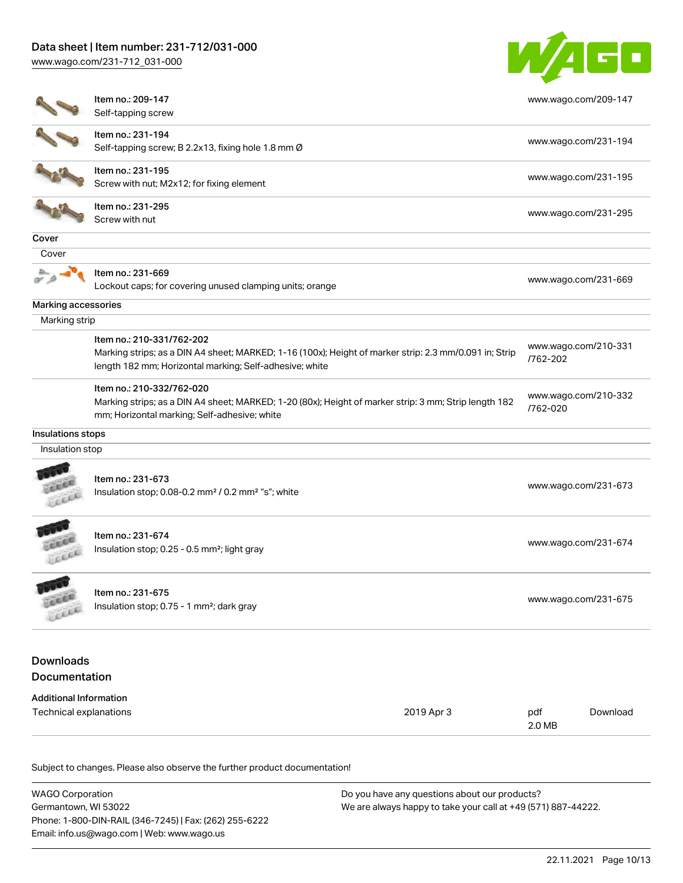| Item | Description | Link |
| --- | --- | --- |
| | Item no.: 209-147<br>Self-tapping screw | www.wago.com/209-147 |
| | Item no.: 231-194<br>Self-tapping screw; B 2.2x13, fixing hole 1.8 mm Ø | www.wago.com/231-194 |
| | Item no.: 231-195<br>Screw with nut; M2x12; for fixing element | www.wago.com/231-195 |
| | Item no.: 231-295<br>Screw with nut | www.wago.com/231-295 |

**Cover**

Cover

| Item | Description | Link |
| --- | --- | --- |
| | Item no.: 231-669<br>Lockout caps; for covering unused clamping units; orange | www.wago.com/231-669 |

**Marking accessories**

Marking strip

| Item | Description | Link |
| --- | --- | --- |
| | Item no.: 210-331/762-202<br>Marking strips; as a DIN A4 sheet; MARKED; 1-16 (100x); Height of marker strip: 2.3 mm/0.091 in; Strip length 182 mm; Horizontal marking; Self-adhesive; white | www.wago.com/210-331/762-202 |
| | Item no.: 210-332/762-020<br>Marking strips; as a DIN A4 sheet; MARKED; 1-20 (80x); Height of marker strip: 3 mm; Strip length 182 mm; Horizontal marking; Self-adhesive; white | www.wago.com/210-332/762-020 |

**Insulations stops**

Insulation stop

| Item | Description | Link |
| --- | --- | --- |
| | Item no.: 231-673<br>Insulation stop; 0.08-0.2 mm² / 0.2 mm² "s"; white | www.wago.com/231-673 |
| | Item no.: 231-674<br>Insulation stop; 0.25 - 0.5 mm²; light gray | www.wago.com/231-674 |
| | Item no.: 231-675<br>Insulation stop; 0.75 - 1 mm²; dark gray | www.wago.com/231-675 |

## Downloads

### Documentation

**Additional Information**

| Document | Date | Format | |
| --- | --- | --- | --- |
| Technical explanations | 2019 Apr 3 | pdf<br>2.0 MB | Download |

Subject to changes. Please also observe the further product documentation!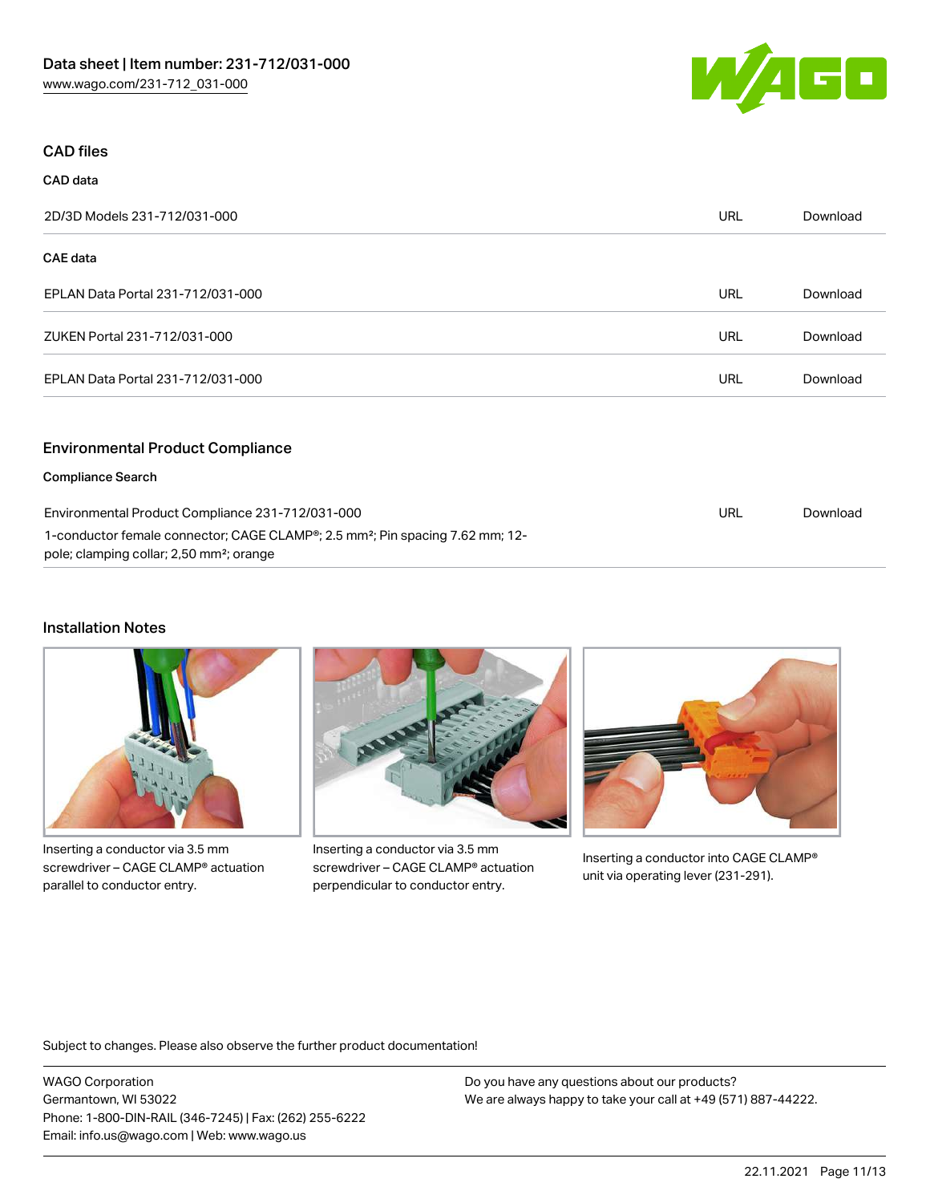## CAD files

### CAD data

| | | |
|---|---|---|
| 2D/3D Models 231-712/031-000 | URL | Download |

### CAE data

| | | |
|---|---|---|
| EPLAN Data Portal 231-712/031-000 | URL | Download |
| ZUKEN Portal 231-712/031-000 | URL | Download |
| EPLAN Data Portal 231-712/031-000 | URL | Download |

## Environmental Product Compliance

### Compliance Search

| | | |
|---|---|---|
| Environmental Product Compliance 231-712/031-000<br>1-conductor female connector; CAGE CLAMP®; 2.5 mm²; Pin spacing 7.62 mm; 12-pole; clamping collar; 2,50 mm²; orange | URL | Download |

## Installation Notes

Inserting a conductor via 3.5 mm screwdriver – CAGE CLAMP® actuation parallel to conductor entry.

Inserting a conductor via 3.5 mm screwdriver – CAGE CLAMP® actuation perpendicular to conductor entry.

Inserting a conductor into CAGE CLAMP® unit via operating lever (231-291).

Subject to changes. Please also observe the further product documentation!

WAGO Corporation
Germantown, WI 53022
Phone: 1-800-DIN-RAIL (346-7245) | Fax: (262) 255-6222
Email: info.us@wago.com | Web: www.wago.us

Do you have any questions about our products?
We are always happy to take your call at +49 (571) 887-44222.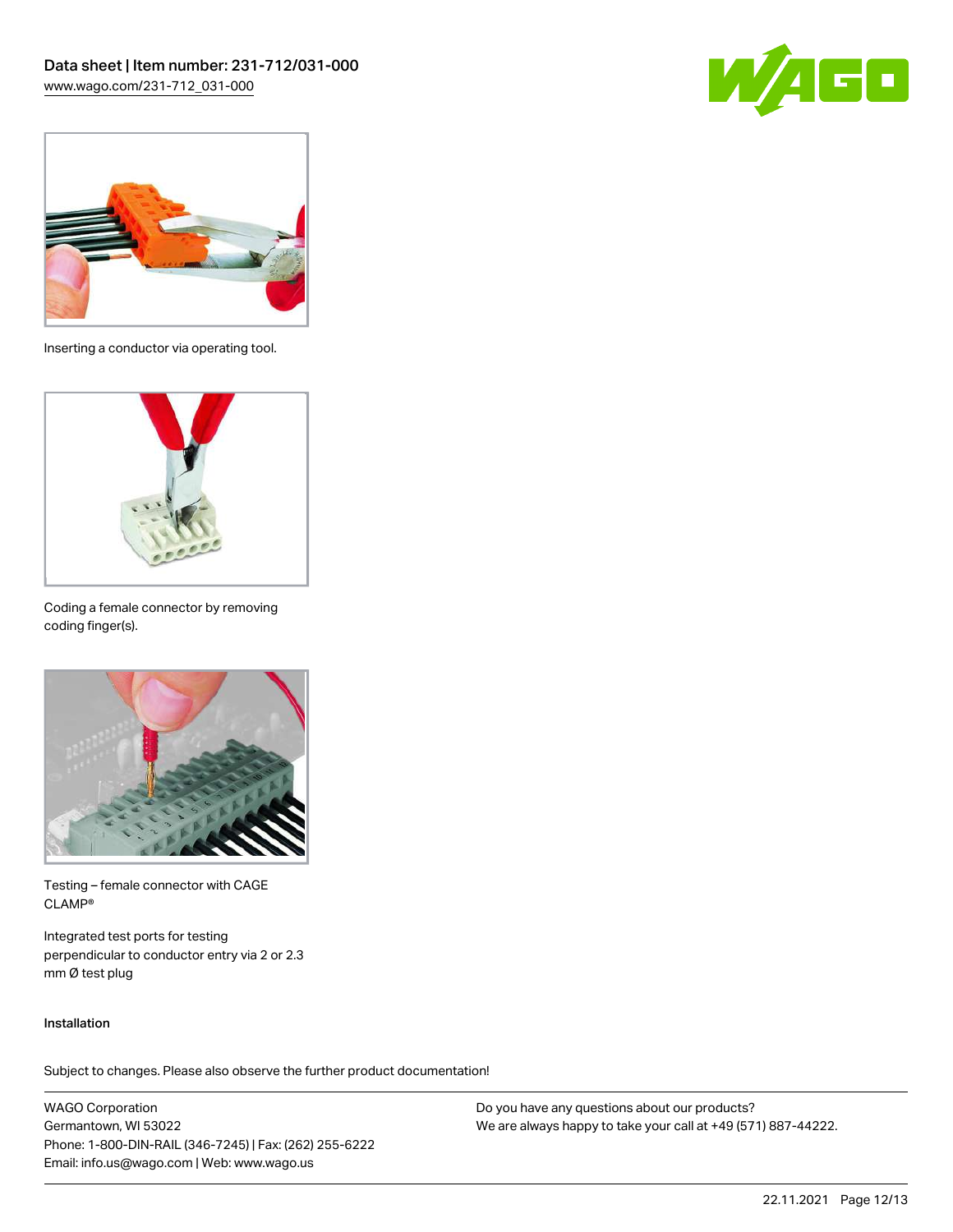Inserting a conductor via operating tool.

Coding a female connector by removing coding finger(s).

Testing – female connector with CAGE CLAMP®

Integrated test ports for testing perpendicular to conductor entry via 2 or 2.3 mm Ø test plug

Installation

Subject to changes. Please also observe the further product documentation!

WAGO Corporation
Germantown, WI 53022
Phone: 1-800-DIN-RAIL (346-7245) | Fax: (262) 255-6222
Email: info.us@wago.com | Web: www.wago.us

Do you have any questions about our products?
We are always happy to take your call at +49 (571) 887-44222.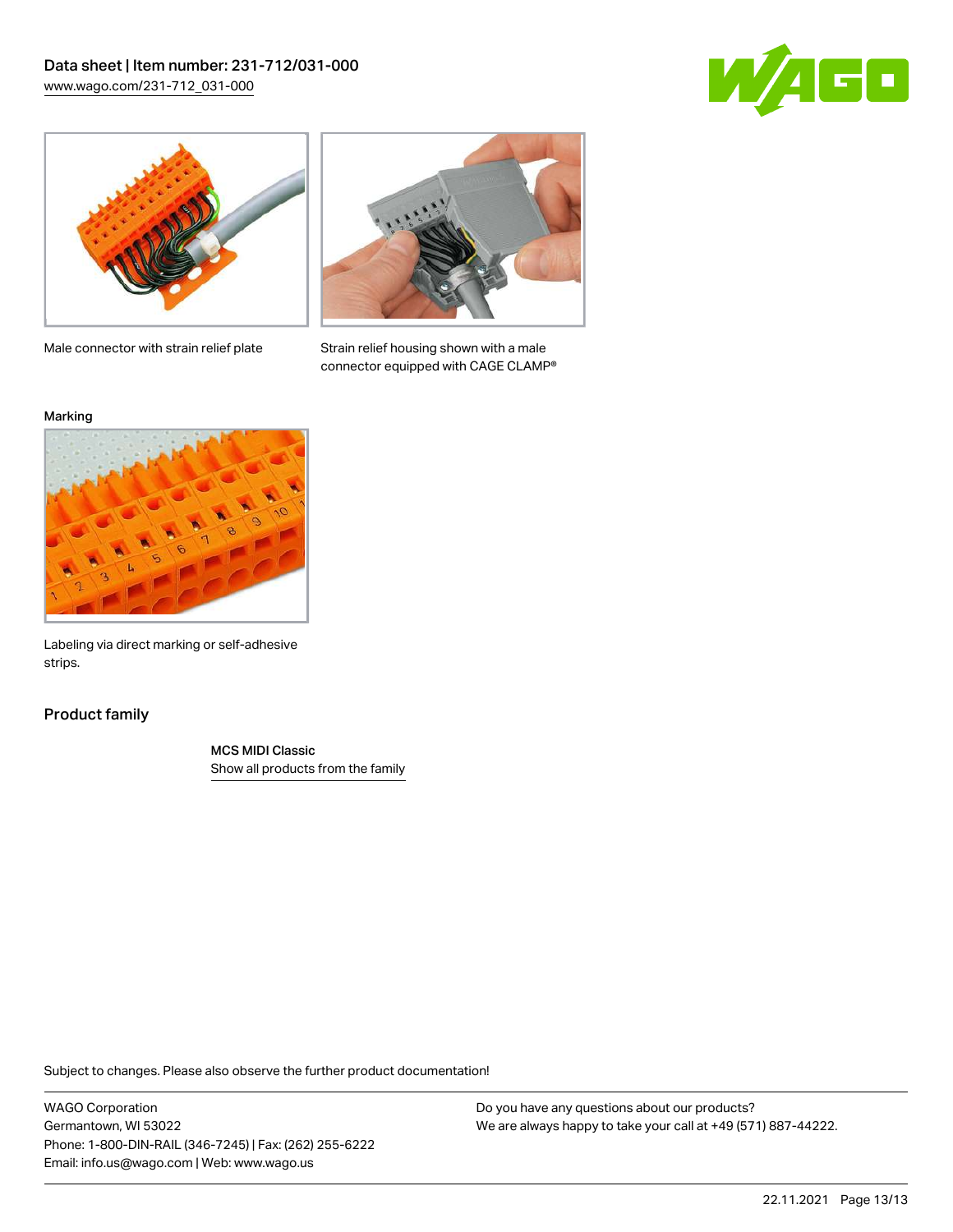Male connector with strain relief plate

Strain relief housing shown with a male connector equipped with CAGE CLAMP®

Marking

Labeling via direct marking or self-adhesive strips.

## Product family

MCS MIDI Classic

Show all products from the family

Subject to changes. Please also observe the further product documentation!

WAGO Corporation
Germantown, WI 53022
Phone: 1-800-DIN-RAIL (346-7245) | Fax: (262) 255-6222
Email: info.us@wago.com | Web: www.wago.us

Do you have any questions about our products?
We are always happy to take your call at +49 (571) 887-44222.